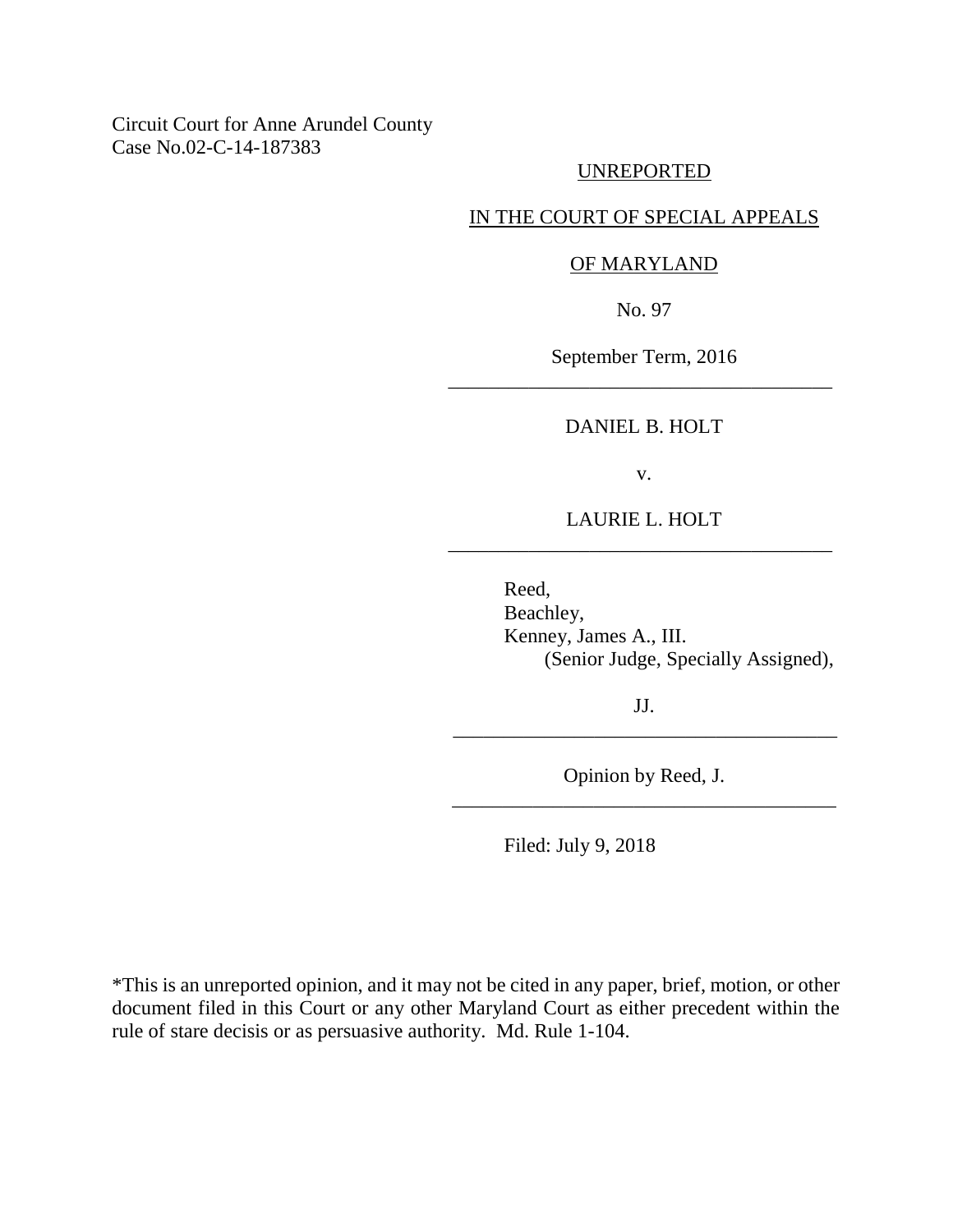Circuit Court for Anne Arundel County
Case No.02-C-14-187383

UNREPORTED

IN THE COURT OF SPECIAL APPEALS

OF MARYLAND

No. 97

September Term, 2016

---

DANIEL B. HOLT

v.

LAURIE L. HOLT

---

Reed,
Beachley,
Kenney, James A., III.
(Senior Judge, Specially Assigned),

JJ.

---

Opinion by Reed, J.

---

Filed: July 9, 2018

*This is an unreported opinion, and it may not be cited in any paper, brief, motion, or other document filed in this Court or any other Maryland Court as either precedent within the rule of stare decisis or as persuasive authority. Md. Rule 1-104.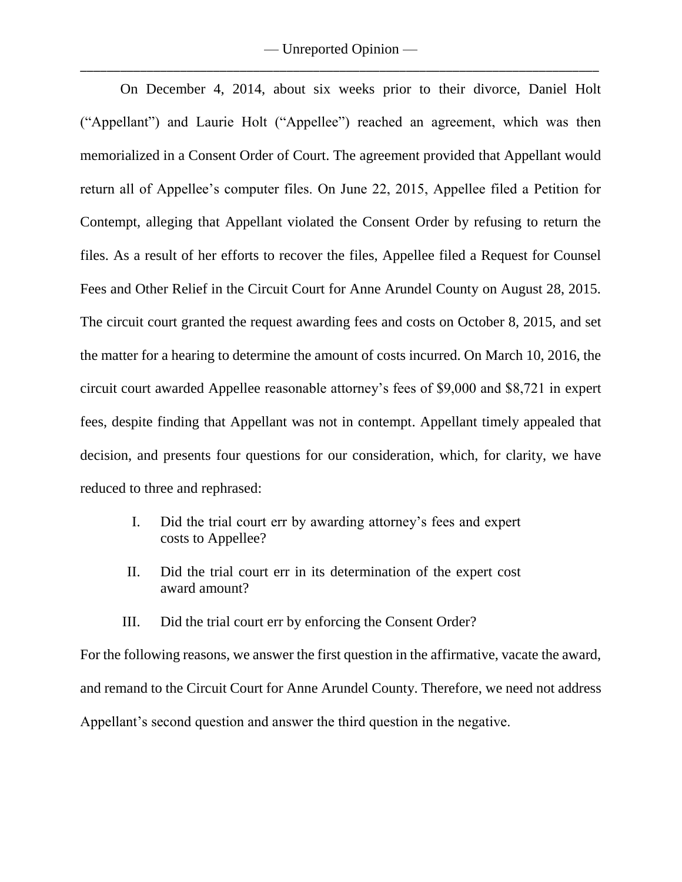On December 4, 2014, about six weeks prior to their divorce, Daniel Holt ("Appellant") and Laurie Holt ("Appellee") reached an agreement, which was then memorialized in a Consent Order of Court. The agreement provided that Appellant would return all of Appellee's computer files. On June 22, 2015, Appellee filed a Petition for Contempt, alleging that Appellant violated the Consent Order by refusing to return the files. As a result of her efforts to recover the files, Appellee filed a Request for Counsel Fees and Other Relief in the Circuit Court for Anne Arundel County on August 28, 2015. The circuit court granted the request awarding fees and costs on October 8, 2015, and set the matter for a hearing to determine the amount of costs incurred. On March 10, 2016, the circuit court awarded Appellee reasonable attorney's fees of $9,000 and $8,721 in expert fees, despite finding that Appellant was not in contempt. Appellant timely appealed that decision, and presents four questions for our consideration, which, for clarity, we have reduced to three and rephrased:

I. Did the trial court err by awarding attorney's fees and expert costs to Appellee?

II. Did the trial court err in its determination of the expert cost award amount?

III. Did the trial court err by enforcing the Consent Order?

For the following reasons, we answer the first question in the affirmative, vacate the award, and remand to the Circuit Court for Anne Arundel County. Therefore, we need not address Appellant's second question and answer the third question in the negative.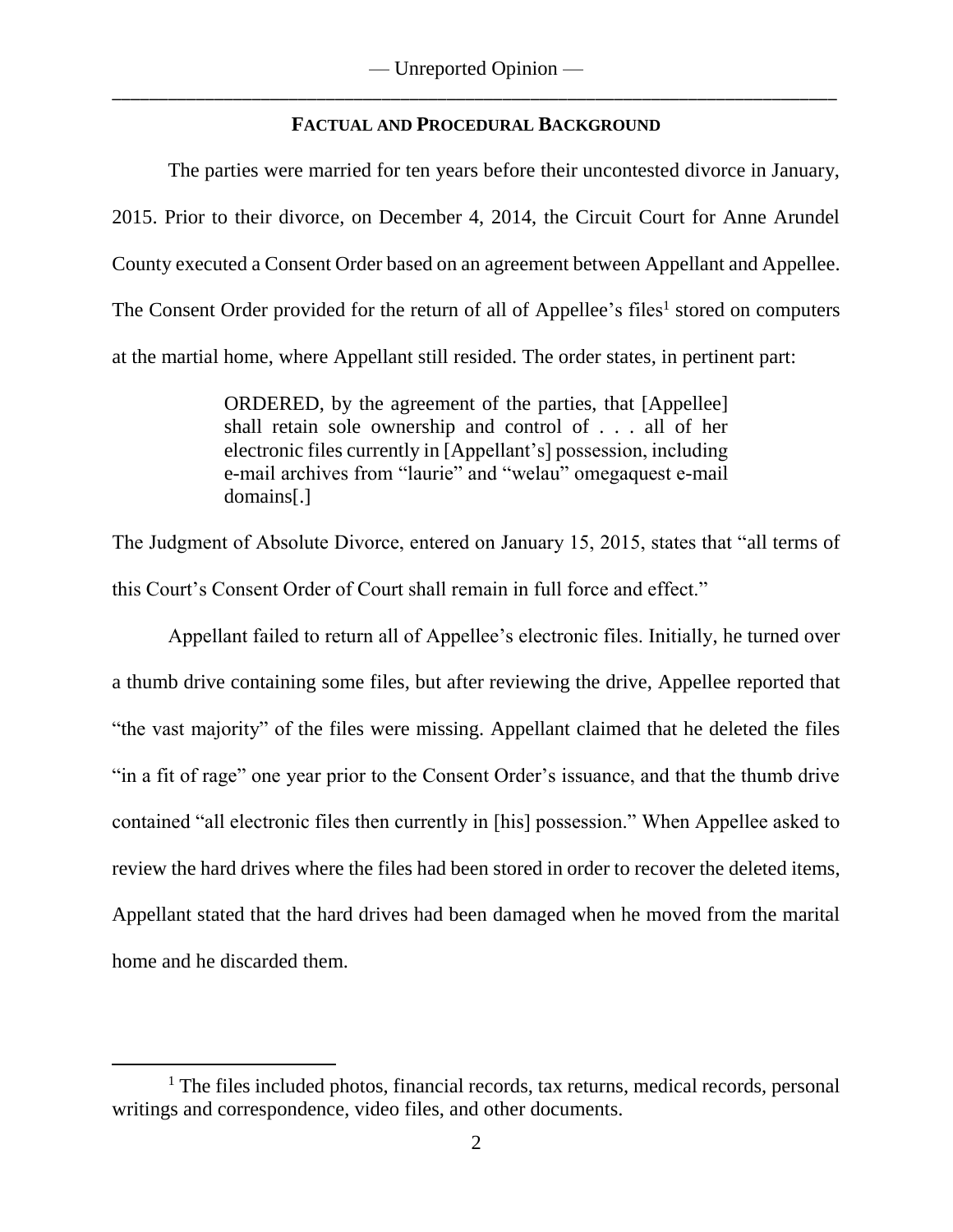## FACTUAL AND PROCEDURAL BACKGROUND

The parties were married for ten years before their uncontested divorce in January, 2015. Prior to their divorce, on December 4, 2014, the Circuit Court for Anne Arundel County executed a Consent Order based on an agreement between Appellant and Appellee. The Consent Order provided for the return of all of Appellee's files[1] stored on computers at the martial home, where Appellant still resided. The order states, in pertinent part:

> ORDERED, by the agreement of the parties, that [Appellee] shall retain sole ownership and control of . . . all of her electronic files currently in [Appellant's] possession, including e-mail archives from "laurie" and "welau" omegaquest e-mail domains[.]

The Judgment of Absolute Divorce, entered on January 15, 2015, states that "all terms of this Court's Consent Order of Court shall remain in full force and effect."

Appellant failed to return all of Appellee's electronic files. Initially, he turned over a thumb drive containing some files, but after reviewing the drive, Appellee reported that "the vast majority" of the files were missing. Appellant claimed that he deleted the files "in a fit of rage" one year prior to the Consent Order's issuance, and that the thumb drive contained "all electronic files then currently in [his] possession." When Appellee asked to review the hard drives where the files had been stored in order to recover the deleted items, Appellant stated that the hard drives had been damaged when he moved from the marital home and he discarded them.

---

[1] The files included photos, financial records, tax returns, medical records, personal writings and correspondence, video files, and other documents.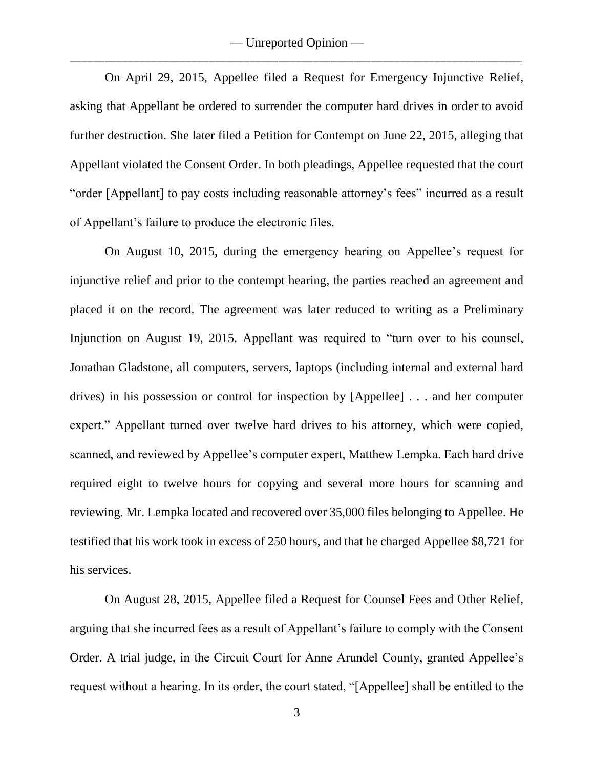On April 29, 2015, Appellee filed a Request for Emergency Injunctive Relief, asking that Appellant be ordered to surrender the computer hard drives in order to avoid further destruction. She later filed a Petition for Contempt on June 22, 2015, alleging that Appellant violated the Consent Order. In both pleadings, Appellee requested that the court "order [Appellant] to pay costs including reasonable attorney's fees" incurred as a result of Appellant's failure to produce the electronic files.

On August 10, 2015, during the emergency hearing on Appellee's request for injunctive relief and prior to the contempt hearing, the parties reached an agreement and placed it on the record. The agreement was later reduced to writing as a Preliminary Injunction on August 19, 2015. Appellant was required to "turn over to his counsel, Jonathan Gladstone, all computers, servers, laptops (including internal and external hard drives) in his possession or control for inspection by [Appellee] . . . and her computer expert." Appellant turned over twelve hard drives to his attorney, which were copied, scanned, and reviewed by Appellee's computer expert, Matthew Lempka. Each hard drive required eight to twelve hours for copying and several more hours for scanning and reviewing. Mr. Lempka located and recovered over 35,000 files belonging to Appellee. He testified that his work took in excess of 250 hours, and that he charged Appellee $8,721 for his services.

On August 28, 2015, Appellee filed a Request for Counsel Fees and Other Relief, arguing that she incurred fees as a result of Appellant's failure to comply with the Consent Order. A trial judge, in the Circuit Court for Anne Arundel County, granted Appellee's request without a hearing. In its order, the court stated, "[Appellee] shall be entitled to the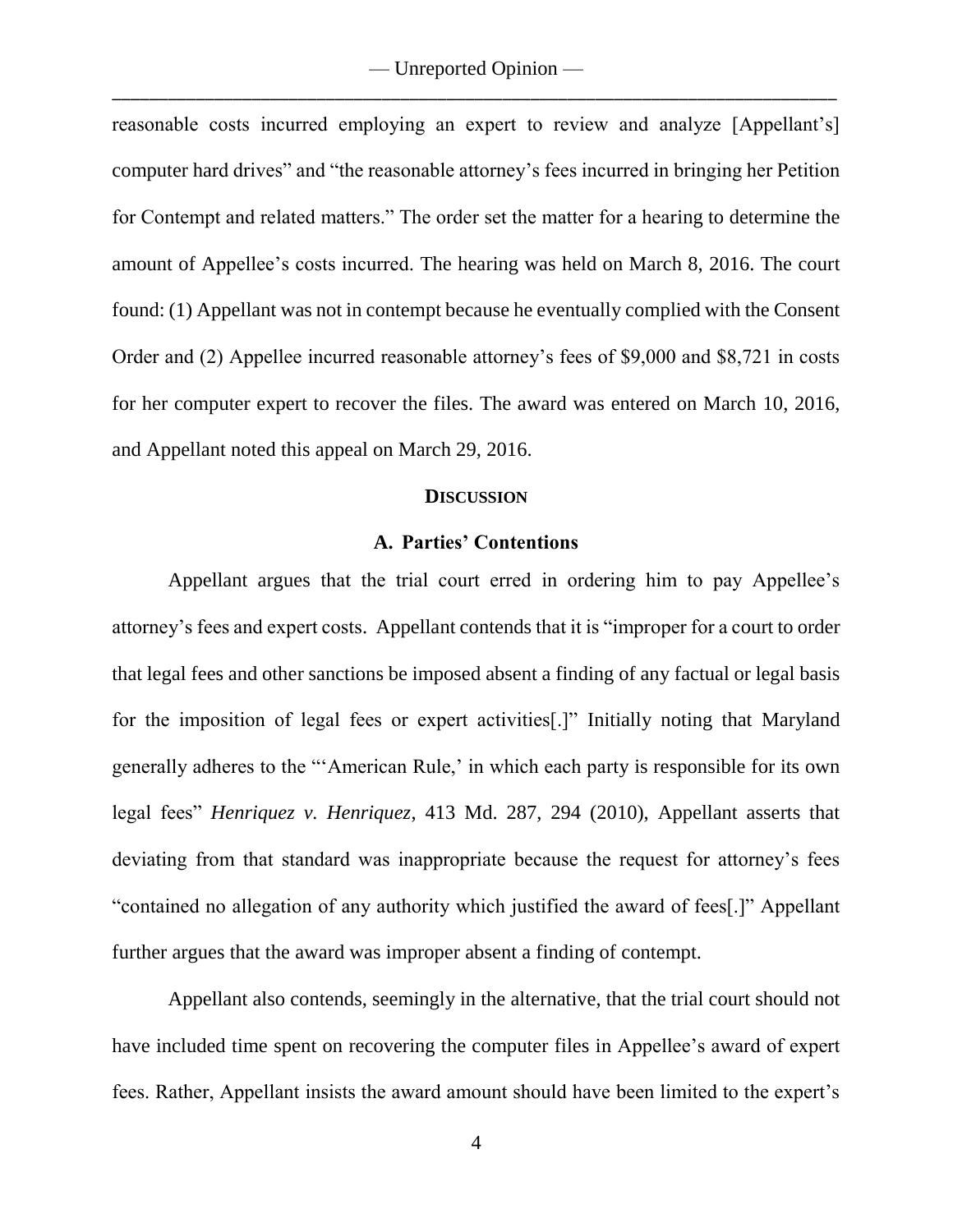reasonable costs incurred employing an expert to review and analyze [Appellant's] computer hard drives" and "the reasonable attorney's fees incurred in bringing her Petition for Contempt and related matters." The order set the matter for a hearing to determine the amount of Appellee's costs incurred. The hearing was held on March 8, 2016. The court found: (1) Appellant was not in contempt because he eventually complied with the Consent Order and (2) Appellee incurred reasonable attorney's fees of $9,000 and $8,721 in costs for her computer expert to recover the files. The award was entered on March 10, 2016, and Appellant noted this appeal on March 29, 2016.

## DISCUSSION

### A. Parties' Contentions

Appellant argues that the trial court erred in ordering him to pay Appellee's attorney's fees and expert costs. Appellant contends that it is "improper for a court to order that legal fees and other sanctions be imposed absent a finding of any factual or legal basis for the imposition of legal fees or expert activities[.]" Initially noting that Maryland generally adheres to the "'American Rule,' in which each party is responsible for its own legal fees" *Henriquez v. Henriquez*, 413 Md. 287, 294 (2010), Appellant asserts that deviating from that standard was inappropriate because the request for attorney's fees "contained no allegation of any authority which justified the award of fees[.]" Appellant further argues that the award was improper absent a finding of contempt.

Appellant also contends, seemingly in the alternative, that the trial court should not have included time spent on recovering the computer files in Appellee's award of expert fees. Rather, Appellant insists the award amount should have been limited to the expert's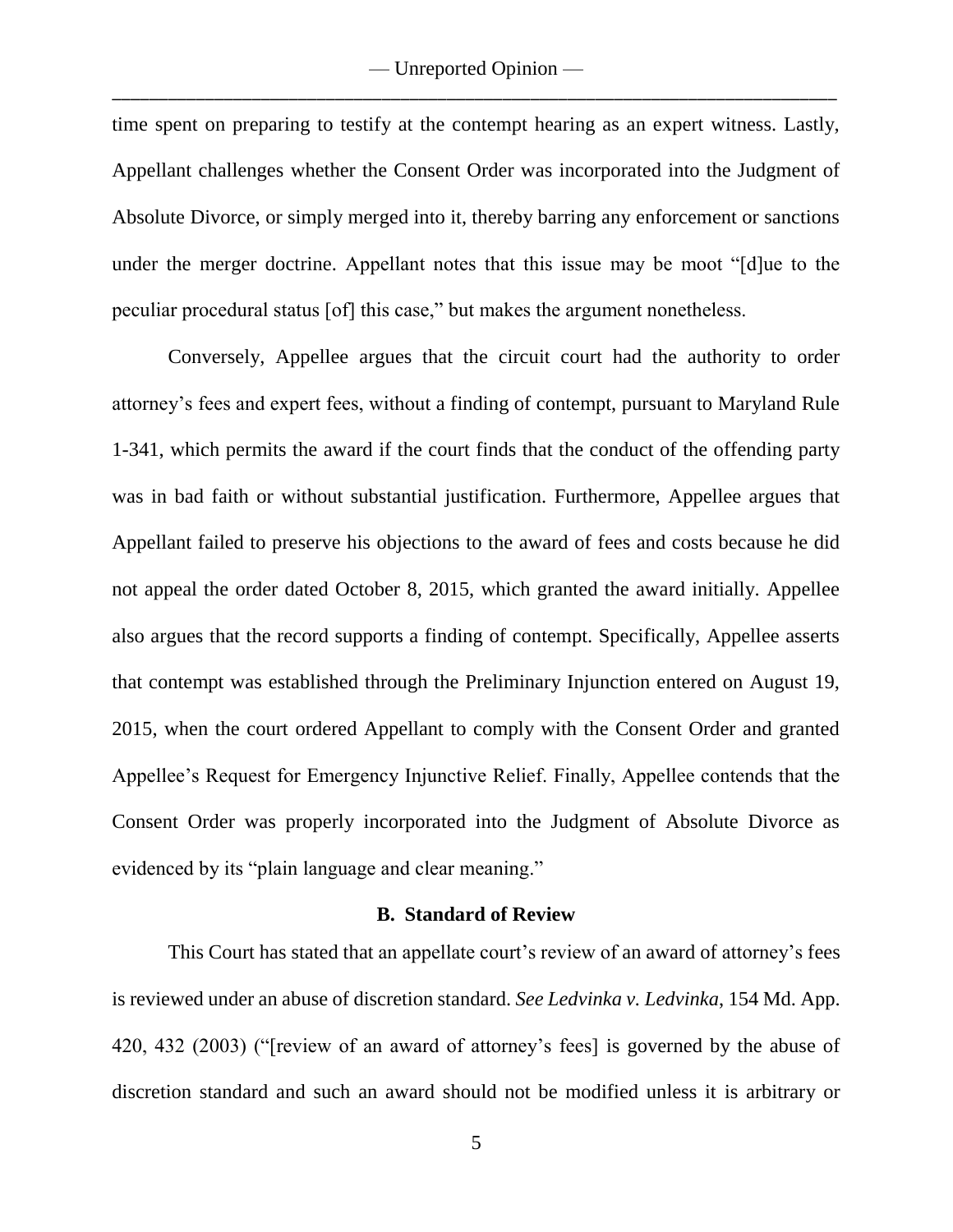time spent on preparing to testify at the contempt hearing as an expert witness. Lastly, Appellant challenges whether the Consent Order was incorporated into the Judgment of Absolute Divorce, or simply merged into it, thereby barring any enforcement or sanctions under the merger doctrine. Appellant notes that this issue may be moot "[d]ue to the peculiar procedural status [of] this case," but makes the argument nonetheless.

Conversely, Appellee argues that the circuit court had the authority to order attorney's fees and expert fees, without a finding of contempt, pursuant to Maryland Rule 1-341, which permits the award if the court finds that the conduct of the offending party was in bad faith or without substantial justification. Furthermore, Appellee argues that Appellant failed to preserve his objections to the award of fees and costs because he did not appeal the order dated October 8, 2015, which granted the award initially. Appellee also argues that the record supports a finding of contempt. Specifically, Appellee asserts that contempt was established through the Preliminary Injunction entered on August 19, 2015, when the court ordered Appellant to comply with the Consent Order and granted Appellee's Request for Emergency Injunctive Relief. Finally, Appellee contends that the Consent Order was properly incorporated into the Judgment of Absolute Divorce as evidenced by its "plain language and clear meaning."

### B. Standard of Review

This Court has stated that an appellate court's review of an award of attorney's fees is reviewed under an abuse of discretion standard. *See Ledvinka v. Ledvinka*, 154 Md. App. 420, 432 (2003) ("[review of an award of attorney's fees] is governed by the abuse of discretion standard and such an award should not be modified unless it is arbitrary or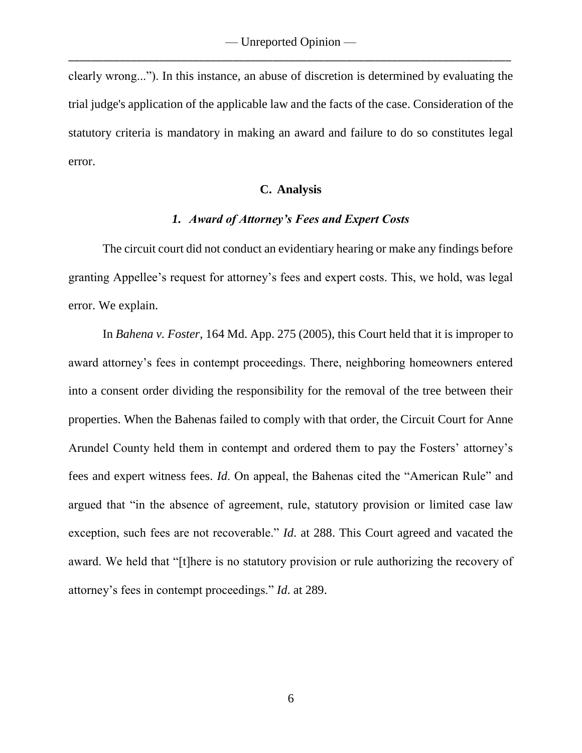clearly wrong..."). In this instance, an abuse of discretion is determined by evaluating the trial judge's application of the applicable law and the facts of the case. Consideration of the statutory criteria is mandatory in making an award and failure to do so constitutes legal error.

### C. Analysis

#### *1. Award of Attorney's Fees and Expert Costs*

The circuit court did not conduct an evidentiary hearing or make any findings before granting Appellee's request for attorney's fees and expert costs. This, we hold, was legal error. We explain.

In *Bahena v. Foster*, 164 Md. App. 275 (2005), this Court held that it is improper to award attorney's fees in contempt proceedings. There, neighboring homeowners entered into a consent order dividing the responsibility for the removal of the tree between their properties. When the Bahenas failed to comply with that order, the Circuit Court for Anne Arundel County held them in contempt and ordered them to pay the Fosters' attorney's fees and expert witness fees. *Id*. On appeal, the Bahenas cited the "American Rule" and argued that "in the absence of agreement, rule, statutory provision or limited case law exception, such fees are not recoverable." *Id*. at 288. This Court agreed and vacated the award. We held that "[t]here is no statutory provision or rule authorizing the recovery of attorney's fees in contempt proceedings." *Id*. at 289.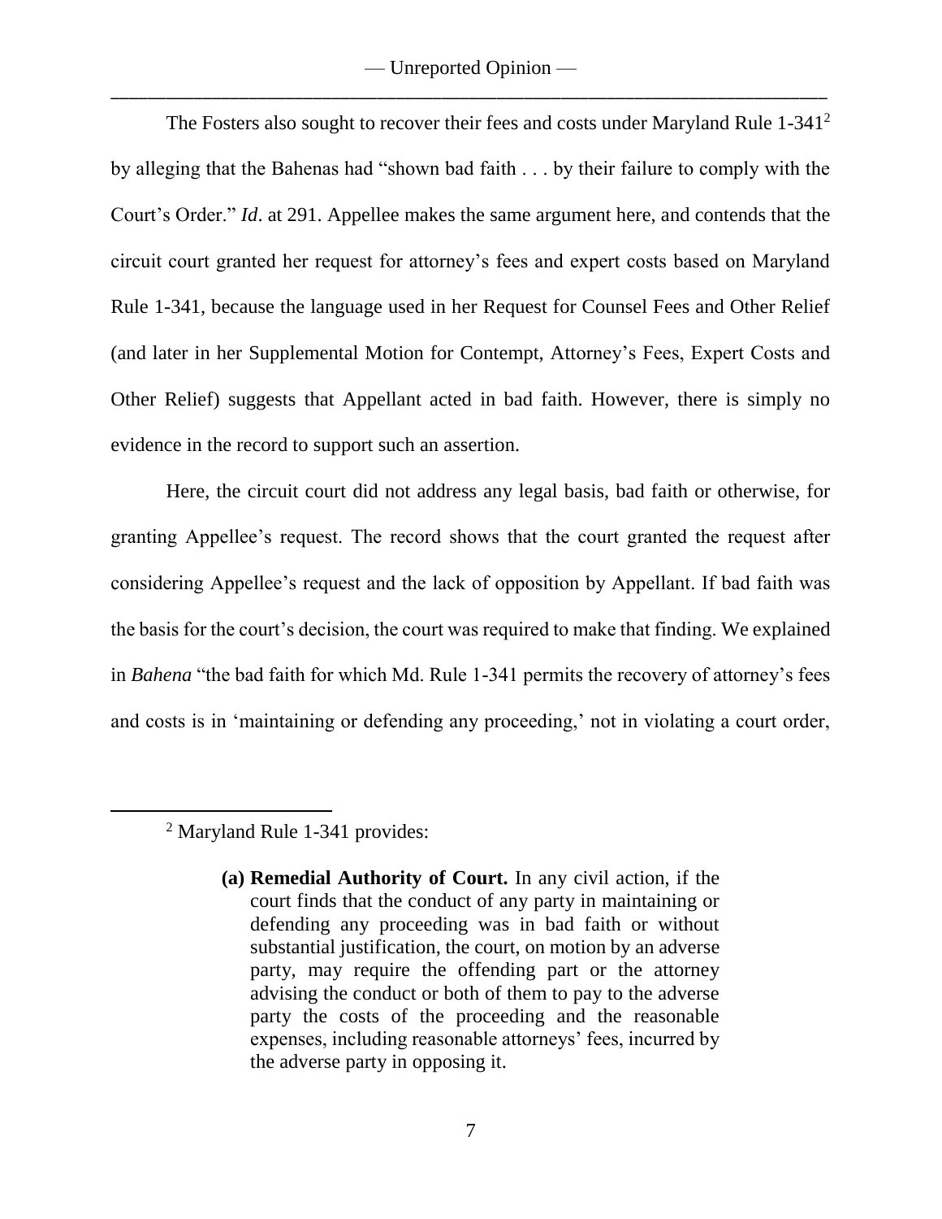The Fosters also sought to recover their fees and costs under Maryland Rule 1-341[2] by alleging that the Bahenas had "shown bad faith . . . by their failure to comply with the Court's Order." *Id*. at 291. Appellee makes the same argument here, and contends that the circuit court granted her request for attorney's fees and expert costs based on Maryland Rule 1-341, because the language used in her Request for Counsel Fees and Other Relief (and later in her Supplemental Motion for Contempt, Attorney's Fees, Expert Costs and Other Relief) suggests that Appellant acted in bad faith. However, there is simply no evidence in the record to support such an assertion.

Here, the circuit court did not address any legal basis, bad faith or otherwise, for granting Appellee's request. The record shows that the court granted the request after considering Appellee's request and the lack of opposition by Appellant. If bad faith was the basis for the court's decision, the court was required to make that finding. We explained in *Bahena* "the bad faith for which Md. Rule 1-341 permits the recovery of attorney's fees and costs is in 'maintaining or defending any proceeding,' not in violating a court order,

---

[2] Maryland Rule 1-341 provides:

> **(a) Remedial Authority of Court.** In any civil action, if the court finds that the conduct of any party in maintaining or defending any proceeding was in bad faith or without substantial justification, the court, on motion by an adverse party, may require the offending part or the attorney advising the conduct or both of them to pay to the adverse party the costs of the proceeding and the reasonable expenses, including reasonable attorneys' fees, incurred by the adverse party in opposing it.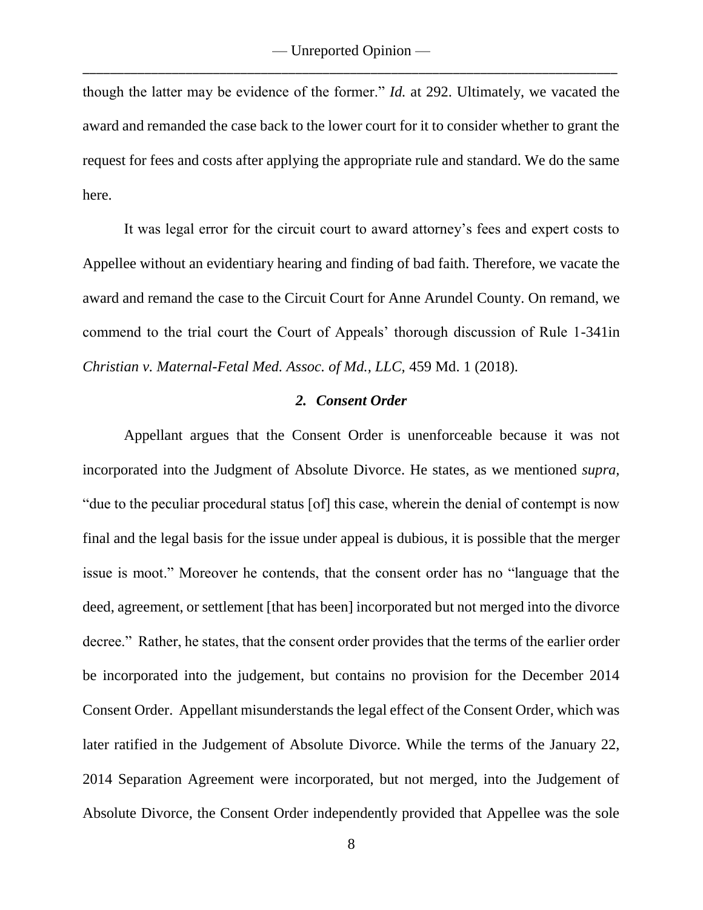though the latter may be evidence of the former." *Id.* at 292. Ultimately, we vacated the award and remanded the case back to the lower court for it to consider whether to grant the request for fees and costs after applying the appropriate rule and standard. We do the same here.

It was legal error for the circuit court to award attorney's fees and expert costs to Appellee without an evidentiary hearing and finding of bad faith. Therefore, we vacate the award and remand the case to the Circuit Court for Anne Arundel County. On remand, we commend to the trial court the Court of Appeals' thorough discussion of Rule 1-341in *Christian v. Maternal-Fetal Med. Assoc. of Md., LLC,* 459 Md. 1 (2018).

### *2. Consent Order*

Appellant argues that the Consent Order is unenforceable because it was not incorporated into the Judgment of Absolute Divorce. He states, as we mentioned *supra*, "due to the peculiar procedural status [of] this case, wherein the denial of contempt is now final and the legal basis for the issue under appeal is dubious, it is possible that the merger issue is moot." Moreover he contends, that the consent order has no "language that the deed, agreement, or settlement [that has been] incorporated but not merged into the divorce decree." Rather, he states, that the consent order provides that the terms of the earlier order be incorporated into the judgement, but contains no provision for the December 2014 Consent Order. Appellant misunderstands the legal effect of the Consent Order, which was later ratified in the Judgement of Absolute Divorce. While the terms of the January 22, 2014 Separation Agreement were incorporated, but not merged, into the Judgement of Absolute Divorce, the Consent Order independently provided that Appellee was the sole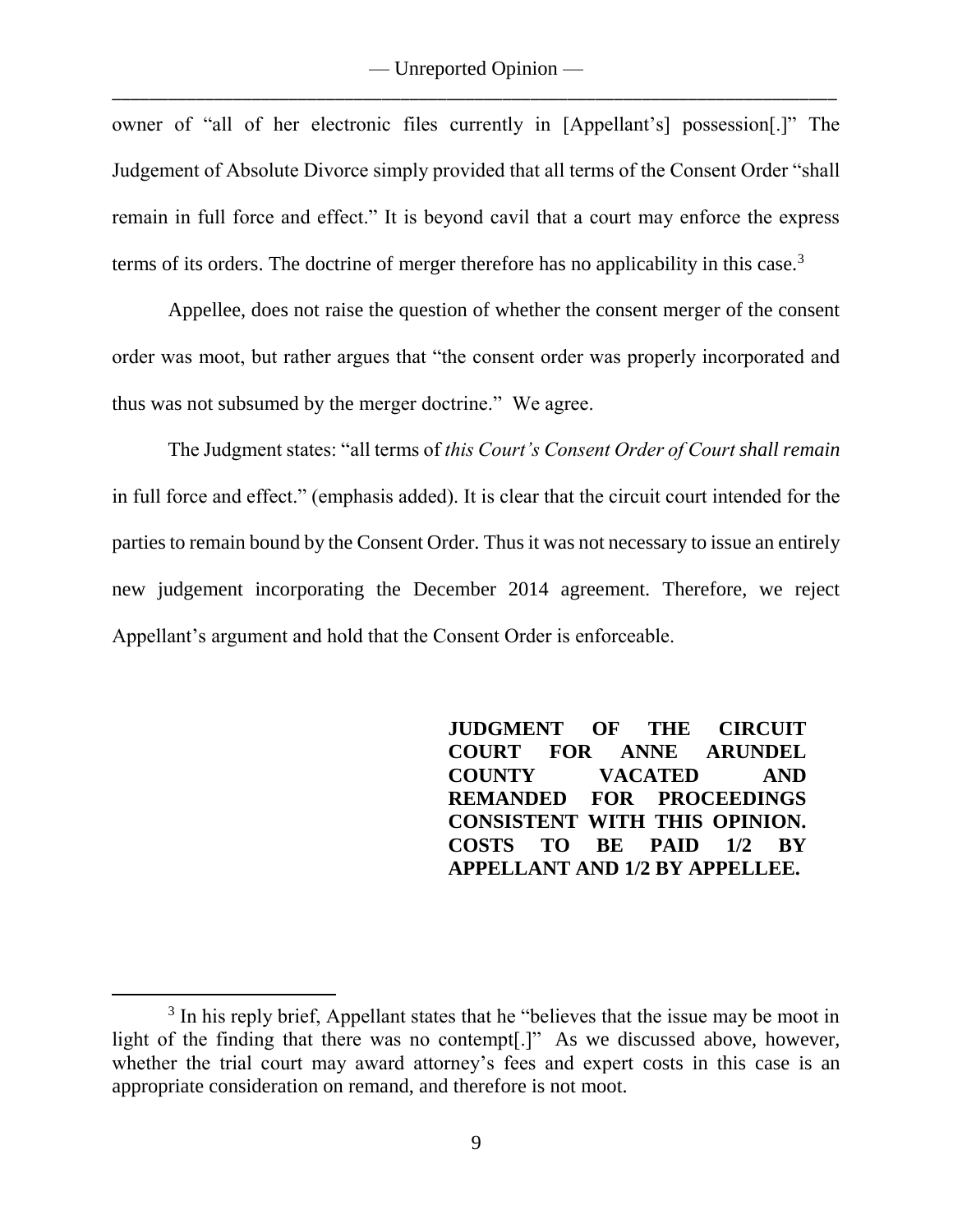owner of "all of her electronic files currently in [Appellant's] possession[.]" The Judgement of Absolute Divorce simply provided that all terms of the Consent Order "shall remain in full force and effect." It is beyond cavil that a court may enforce the express terms of its orders. The doctrine of merger therefore has no applicability in this case.[3]

Appellee, does not raise the question of whether the consent merger of the consent order was moot, but rather argues that "the consent order was properly incorporated and thus was not subsumed by the merger doctrine." We agree.

The Judgment states: "all terms of *this Court's Consent Order of Court shall remain* in full force and effect." (emphasis added). It is clear that the circuit court intended for the parties to remain bound by the Consent Order. Thus it was not necessary to issue an entirely new judgement incorporating the December 2014 agreement. Therefore, we reject Appellant's argument and hold that the Consent Order is enforceable.

**JUDGMENT OF THE CIRCUIT COURT FOR ANNE ARUNDEL COUNTY VACATED AND REMANDED FOR PROCEEDINGS CONSISTENT WITH THIS OPINION. COSTS TO BE PAID 1/2 BY APPELLANT AND 1/2 BY APPELLEE.**

[3] In his reply brief, Appellant states that he "believes that the issue may be moot in light of the finding that there was no contempt[.]" As we discussed above, however, whether the trial court may award attorney's fees and expert costs in this case is an appropriate consideration on remand, and therefore is not moot.